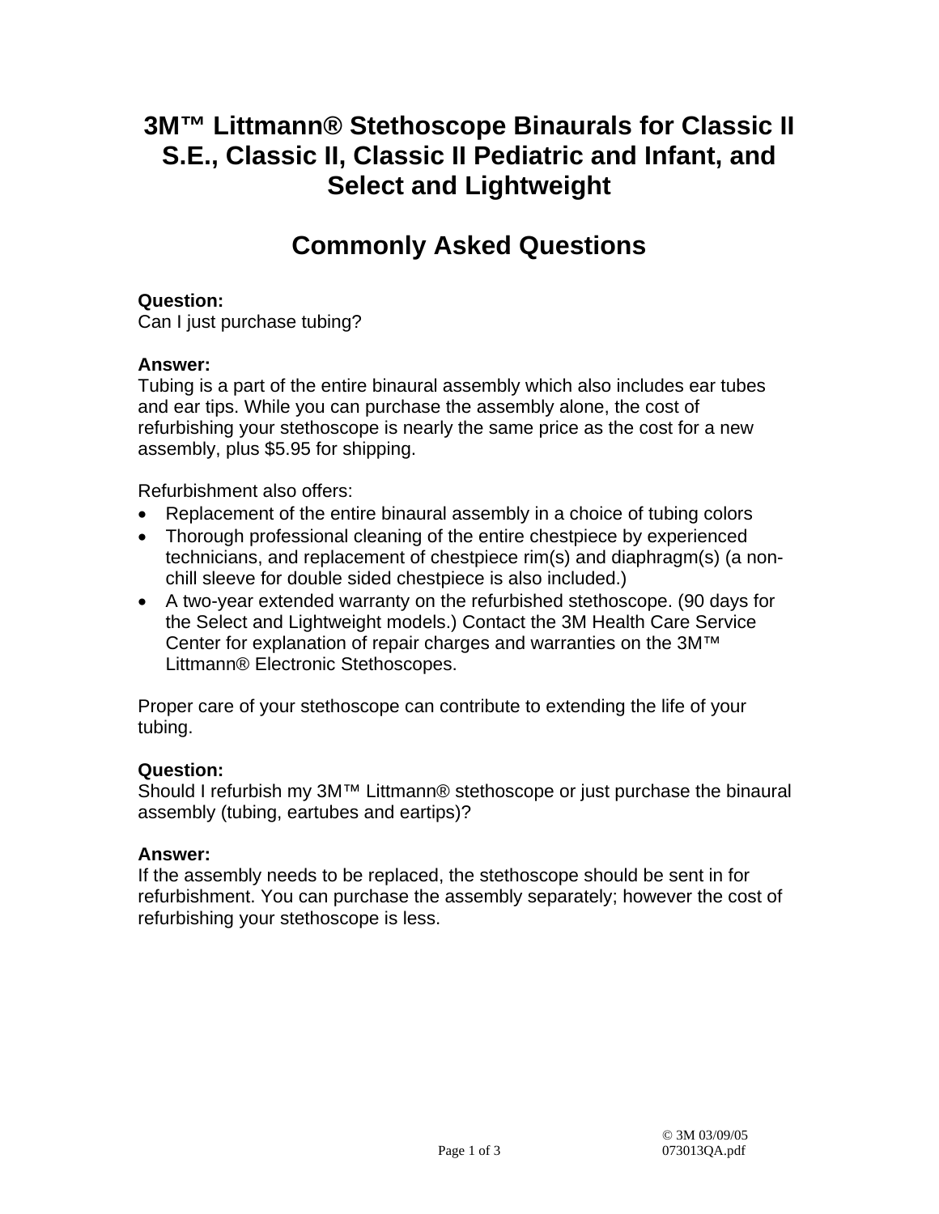# 3M™ Littmann® Stethoscope Binaurals for Classic II S.E., Classic II, Classic II Pediatric and Infant, and Select and Lightweight

## Commonly Asked Questions

**Question:**
Can I just purchase tubing?

**Answer:**
Tubing is a part of the entire binaural assembly which also includes ear tubes and ear tips. While you can purchase the assembly alone, the cost of refurbishing your stethoscope is nearly the same price as the cost for a new assembly, plus $5.95 for shipping.

Refurbishment also offers:

- Replacement of the entire binaural assembly in a choice of tubing colors
- Thorough professional cleaning of the entire chestpiece by experienced technicians, and replacement of chestpiece rim(s) and diaphragm(s) (a non-chill sleeve for double sided chestpiece is also included.)
- A two-year extended warranty on the refurbished stethoscope. (90 days for the Select and Lightweight models.) Contact the 3M Health Care Service Center for explanation of repair charges and warranties on the 3M™ Littmann® Electronic Stethoscopes.

Proper care of your stethoscope can contribute to extending the life of your tubing.

**Question:**
Should I refurbish my 3M™ Littmann® stethoscope or just purchase the binaural assembly (tubing, eartubes and eartips)?

**Answer:**
If the assembly needs to be replaced, the stethoscope should be sent in for refurbishment. You can purchase the assembly separately; however the cost of refurbishing your stethoscope is less.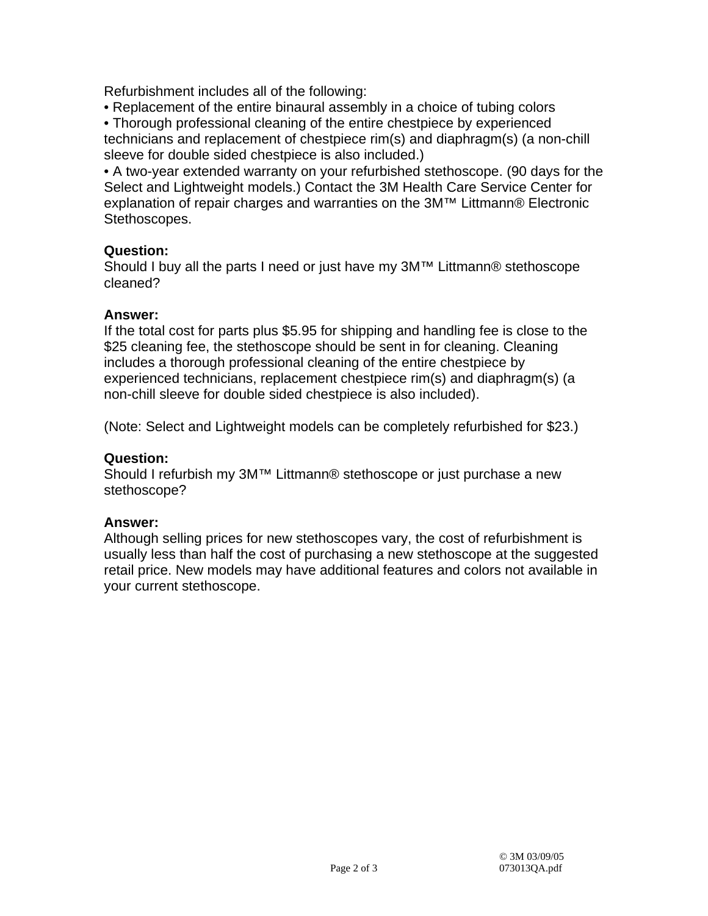Refurbishment includes all of the following:

- Replacement of the entire binaural assembly in a choice of tubing colors
- Thorough professional cleaning of the entire chestpiece by experienced technicians and replacement of chestpiece rim(s) and diaphragm(s) (a non-chill sleeve for double sided chestpiece is also included.)
- A two-year extended warranty on your refurbished stethoscope. (90 days for the Select and Lightweight models.) Contact the 3M Health Care Service Center for explanation of repair charges and warranties on the 3M™ Littmann® Electronic Stethoscopes.

**Question:**
Should I buy all the parts I need or just have my 3M™ Littmann® stethoscope cleaned?

**Answer:**
If the total cost for parts plus $5.95 for shipping and handling fee is close to the $25 cleaning fee, the stethoscope should be sent in for cleaning. Cleaning includes a thorough professional cleaning of the entire chestpiece by experienced technicians, replacement chestpiece rim(s) and diaphragm(s) (a non-chill sleeve for double sided chestpiece is also included).

(Note: Select and Lightweight models can be completely refurbished for $23.)

**Question:**
Should I refurbish my 3M™ Littmann® stethoscope or just purchase a new stethoscope?

**Answer:**
Although selling prices for new stethoscopes vary, the cost of refurbishment is usually less than half the cost of purchasing a new stethoscope at the suggested retail price. New models may have additional features and colors not available in your current stethoscope.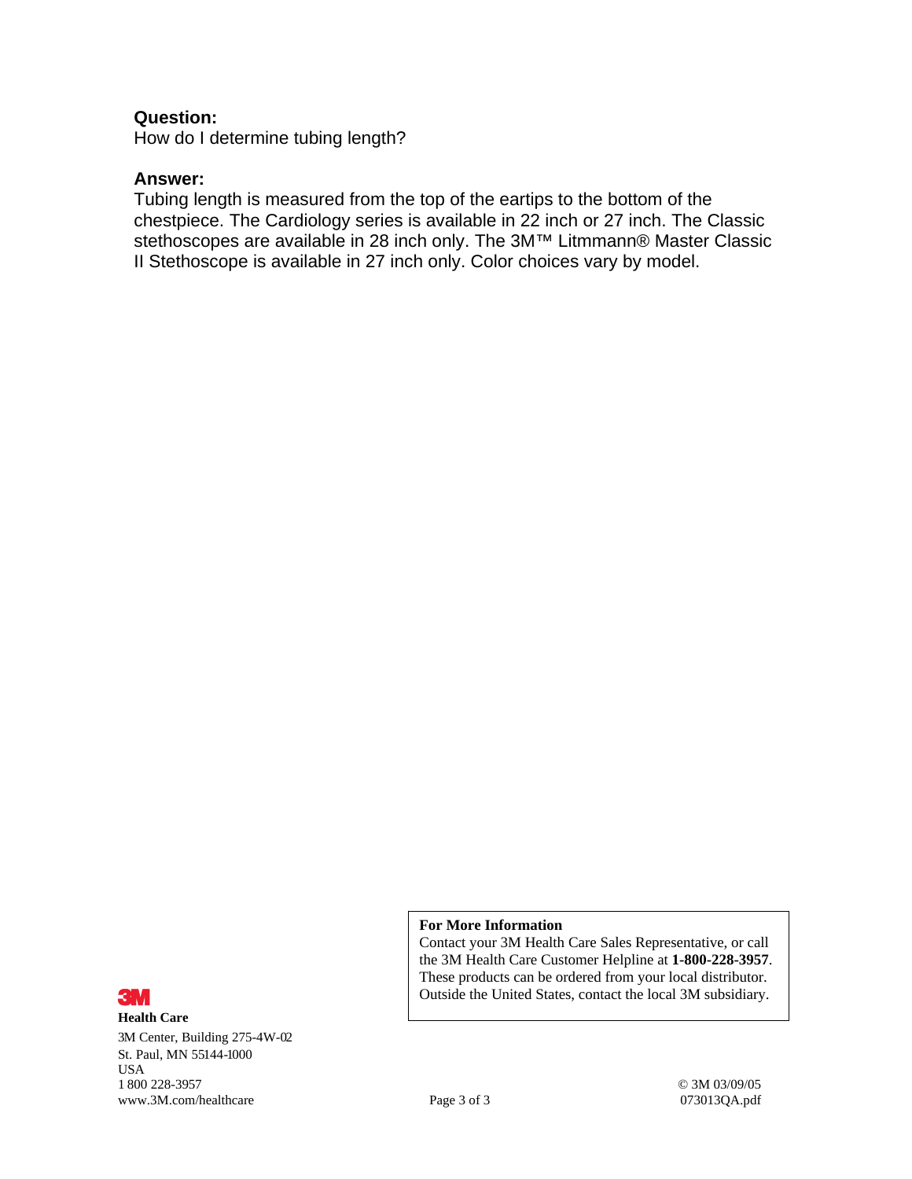**Question:**
How do I determine tubing length?

**Answer:**
Tubing length is measured from the top of the eartips to the bottom of the chestpiece. The Cardiology series is available in 22 inch or 27 inch. The Classic stethoscopes are available in 28 inch only. The 3M™ Litmmann® Master Classic II Stethoscope is available in 27 inch only. Color choices vary by model.

**For More Information**
Contact your 3M Health Care Sales Representative, or call the 3M Health Care Customer Helpline at **1-800-228-3957**. These products can be ordered from your local distributor. Outside the United States, contact the local 3M subsidiary.

3M
**Health Care**
3M Center, Building 275-4W-02
St. Paul, MN 55144-1000
USA
1 800 228-3957
www.3M.com/healthcare

© 3M 03/09/05
073013QA.pdf